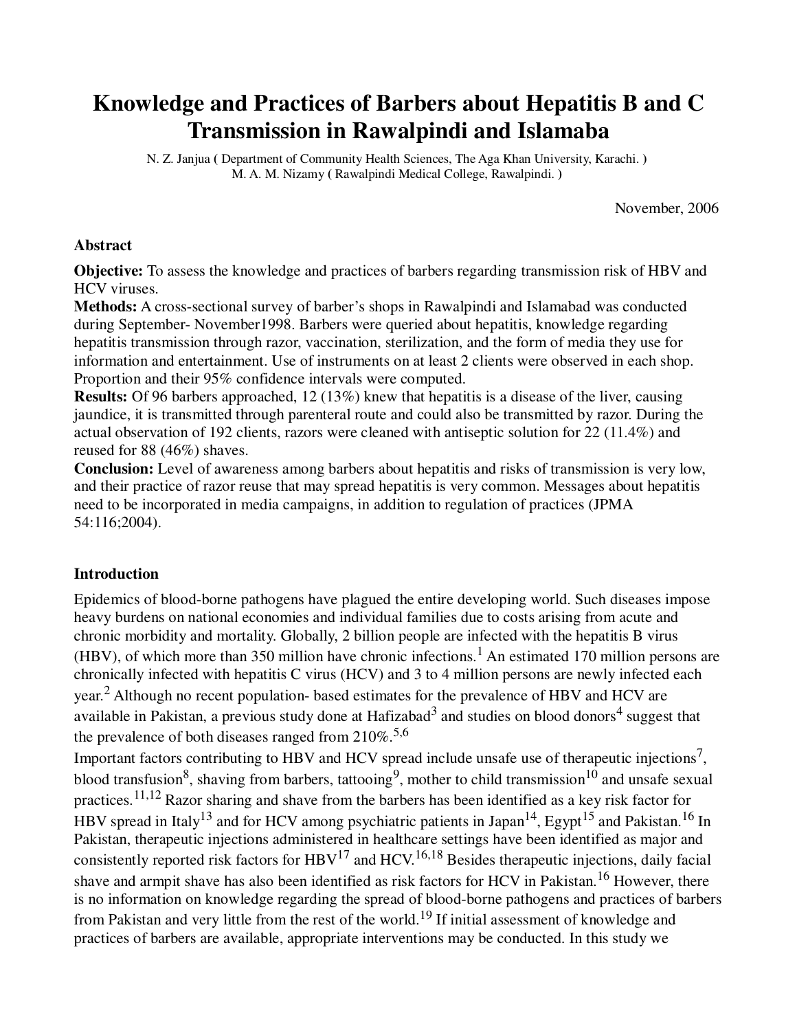# Knowledge and Practices of Barbers about Hepatitis B and C Transmission in Rawalpindi and Islamaba

N. Z. Janjua ( Department of Community Health Sciences, The Aga Khan University, Karachi. )
M. A. M. Nizamy ( Rawalpindi Medical College, Rawalpindi. )

November, 2006

### Abstract

**Objective:** To assess the knowledge and practices of barbers regarding transmission risk of HBV and HCV viruses.

**Methods:** A cross-sectional survey of barber's shops in Rawalpindi and Islamabad was conducted during September- November1998. Barbers were queried about hepatitis, knowledge regarding hepatitis transmission through razor, vaccination, sterilization, and the form of media they use for information and entertainment. Use of instruments on at least 2 clients were observed in each shop. Proportion and their 95% confidence intervals were computed.

**Results:** Of 96 barbers approached, 12 (13%) knew that hepatitis is a disease of the liver, causing jaundice, it is transmitted through parenteral route and could also be transmitted by razor. During the actual observation of 192 clients, razors were cleaned with antiseptic solution for 22 (11.4%) and reused for 88 (46%) shaves.

**Conclusion:** Level of awareness among barbers about hepatitis and risks of transmission is very low, and their practice of razor reuse that may spread hepatitis is very common. Messages about hepatitis need to be incorporated in media campaigns, in addition to regulation of practices (JPMA 54:116;2004).

### Introduction

Epidemics of blood-borne pathogens have plagued the entire developing world. Such diseases impose heavy burdens on national economies and individual families due to costs arising from acute and chronic morbidity and mortality. Globally, 2 billion people are infected with the hepatitis B virus (HBV), of which more than 350 million have chronic infections.[1] An estimated 170 million persons are chronically infected with hepatitis C virus (HCV) and 3 to 4 million persons are newly infected each year.[2] Although no recent population- based estimates for the prevalence of HBV and HCV are available in Pakistan, a previous study done at Hafizabad[3] and studies on blood donors[4] suggest that the prevalence of both diseases ranged from 210%.[5,6]

Important factors contributing to HBV and HCV spread include unsafe use of therapeutic injections[7], blood transfusion[8], shaving from barbers, tattooing[9], mother to child transmission[10] and unsafe sexual practices.[11,12] Razor sharing and shave from the barbers has been identified as a key risk factor for HBV spread in Italy[13] and for HCV among psychiatric patients in Japan[14], Egypt[15] and Pakistan.[16] In Pakistan, therapeutic injections administered in healthcare settings have been identified as major and consistently reported risk factors for HBV[17] and HCV.[16,18] Besides therapeutic injections, daily facial shave and armpit shave has also been identified as risk factors for HCV in Pakistan.[16] However, there is no information on knowledge regarding the spread of blood-borne pathogens and practices of barbers from Pakistan and very little from the rest of the world.[19] If initial assessment of knowledge and practices of barbers are available, appropriate interventions may be conducted. In this study we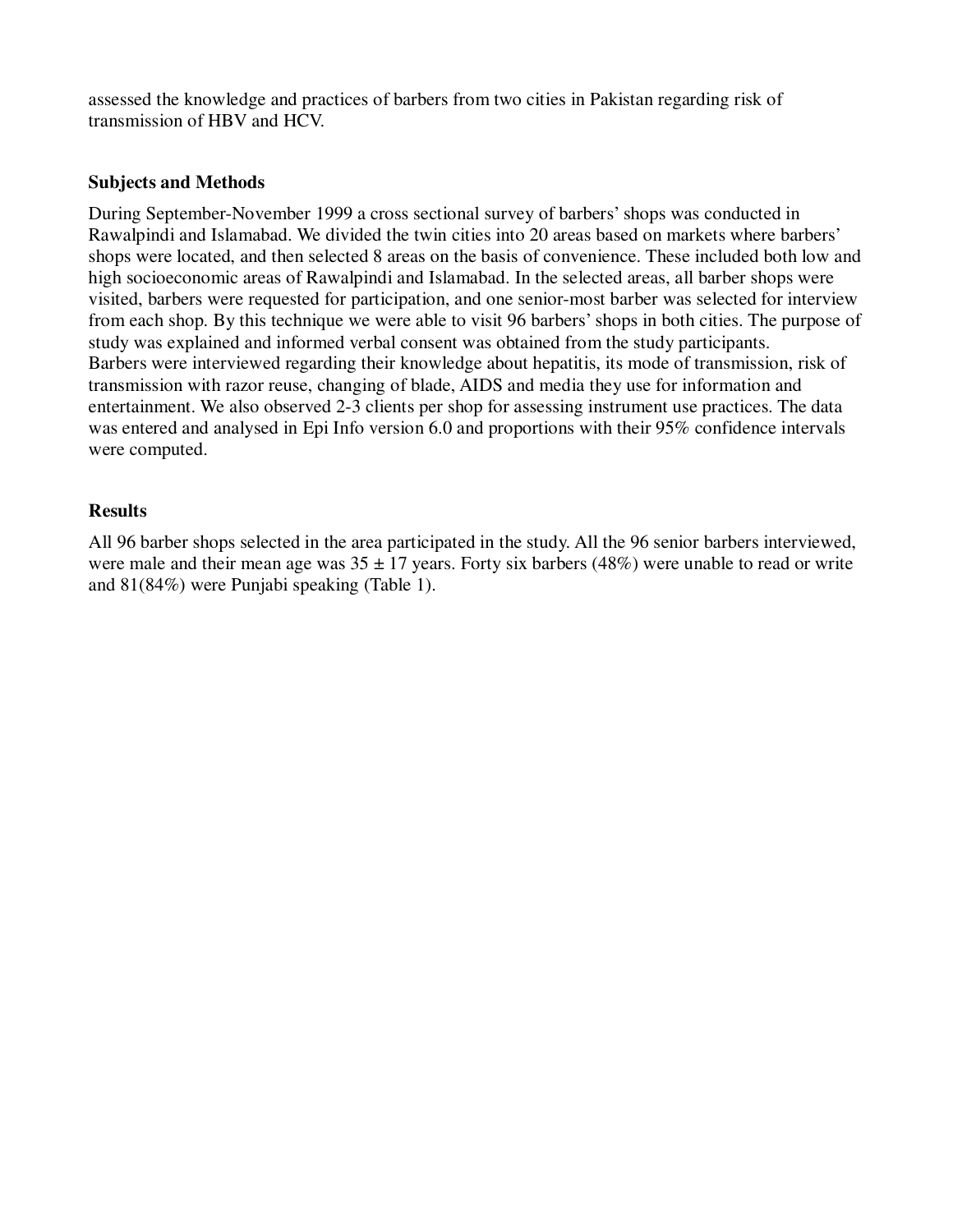assessed the knowledge and practices of barbers from two cities in Pakistan regarding risk of transmission of HBV and HCV.

## Subjects and Methods

During September-November 1999 a cross sectional survey of barbers' shops was conducted in Rawalpindi and Islamabad. We divided the twin cities into 20 areas based on markets where barbers' shops were located, and then selected 8 areas on the basis of convenience. These included both low and high socioeconomic areas of Rawalpindi and Islamabad. In the selected areas, all barber shops were visited, barbers were requested for participation, and one senior-most barber was selected for interview from each shop. By this technique we were able to visit 96 barbers' shops in both cities. The purpose of study was explained and informed verbal consent was obtained from the study participants.
Barbers were interviewed regarding their knowledge about hepatitis, its mode of transmission, risk of transmission with razor reuse, changing of blade, AIDS and media they use for information and entertainment. We also observed 2-3 clients per shop for assessing instrument use practices. The data was entered and analysed in Epi Info version 6.0 and proportions with their 95% confidence intervals were computed.

## Results

All 96 barber shops selected in the area participated in the study. All the 96 senior barbers interviewed, were male and their mean age was $35 \pm 17$ years. Forty six barbers (48%) were unable to read or write and 81(84%) were Punjabi speaking (Table 1).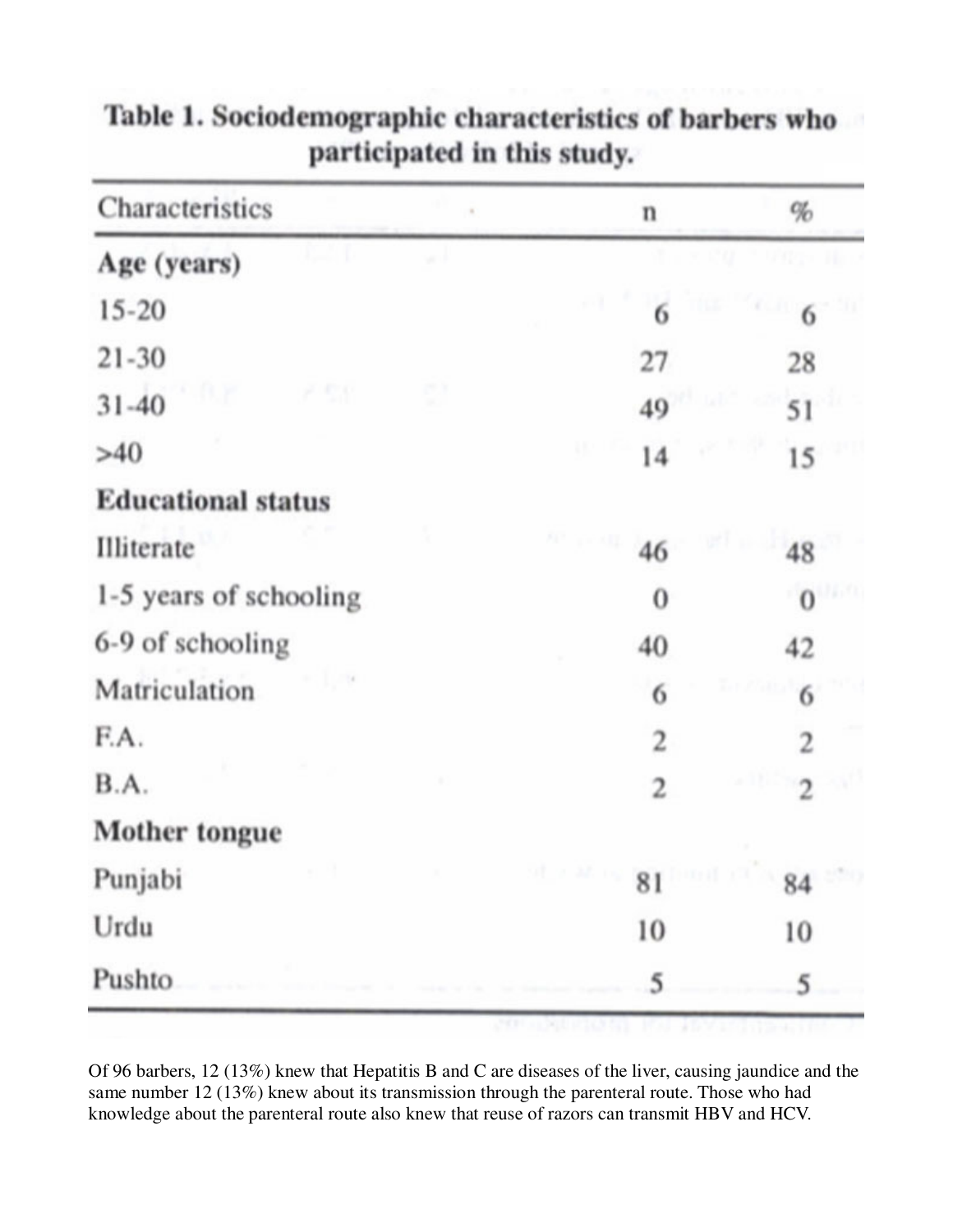**Table 1. Sociodemographic characteristics of barbers who participated in this study.**

| Characteristics | n | % |
|---|---|---|
| **Age (years)** | | |
| 15-20 | 6 | 6 |
| 21-30 | 27 | 28 |
| 31-40 | 49 | 51 |
| >40 | 14 | 15 |
| **Educational status** | | |
| Illiterate | 46 | 48 |
| 1-5 years of schooling | 0 | 0 |
| 6-9 of schooling | 40 | 42 |
| Matriculation | 6 | 6 |
| F.A. | 2 | 2 |
| B.A. | 2 | 2 |
| **Mother tongue** | | |
| Punjabi | 81 | 84 |
| Urdu | 10 | 10 |
| Pushto | 5 | 5 |

Of 96 barbers, 12 (13%) knew that Hepatitis B and C are diseases of the liver, causing jaundice and the same number 12 (13%) knew about its transmission through the parenteral route. Those who had knowledge about the parenteral route also knew that reuse of razors can transmit HBV and HCV.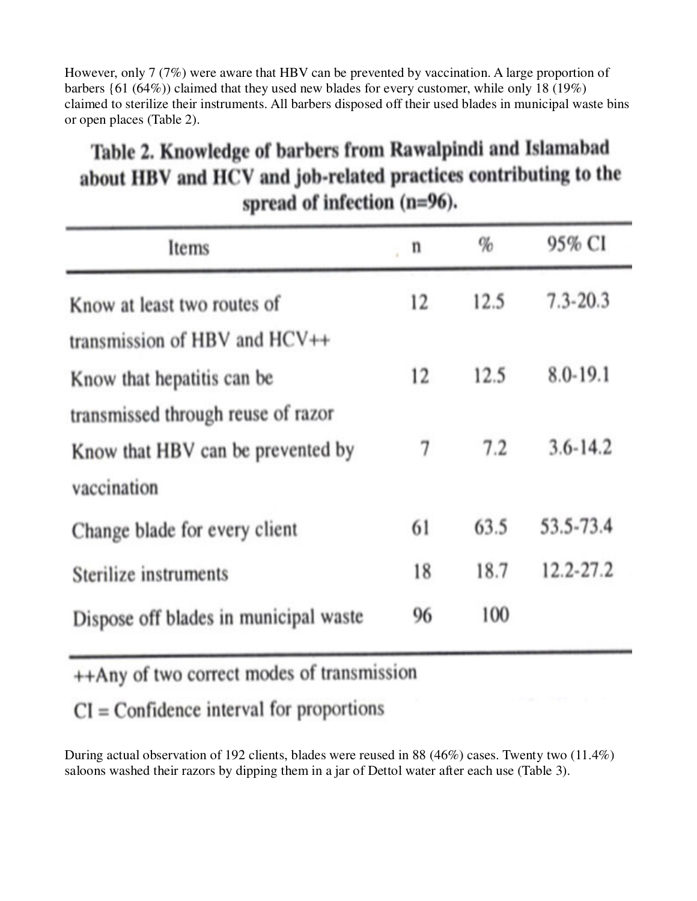However, only 7 (7%) were aware that HBV can be prevented by vaccination. A large proportion of barbers {61 (64%)) claimed that they used new blades for every customer, while only 18 (19%) claimed to sterilize their instruments. All barbers disposed off their used blades in municipal waste bins or open places (Table 2).

**Table 2. Knowledge of barbers from Rawalpindi and Islamabad about HBV and HCV and job-related practices contributing to the spread of infection (n=96).**

| Items | n | % | 95% CI |
|---|---|---|---|
| Know at least two routes of transmission of HBV and HCV++ | 12 | 12.5 | 7.3-20.3 |
| Know that hepatitis can be transmissed through reuse of razor | 12 | 12.5 | 8.0-19.1 |
| Know that HBV can be prevented by vaccination | 7 | 7.2 | 3.6-14.2 |
| Change blade for every client | 61 | 63.5 | 53.5-73.4 |
| Sterilize instruments | 18 | 18.7 | 12.2-27.2 |
| Dispose off blades in municipal waste | 96 | 100 | |

++Any of two correct modes of transmission

CI = Confidence interval for proportions

During actual observation of 192 clients, blades were reused in 88 (46%) cases. Twenty two (11.4%) saloons washed their razors by dipping them in a jar of Dettol water after each use (Table 3).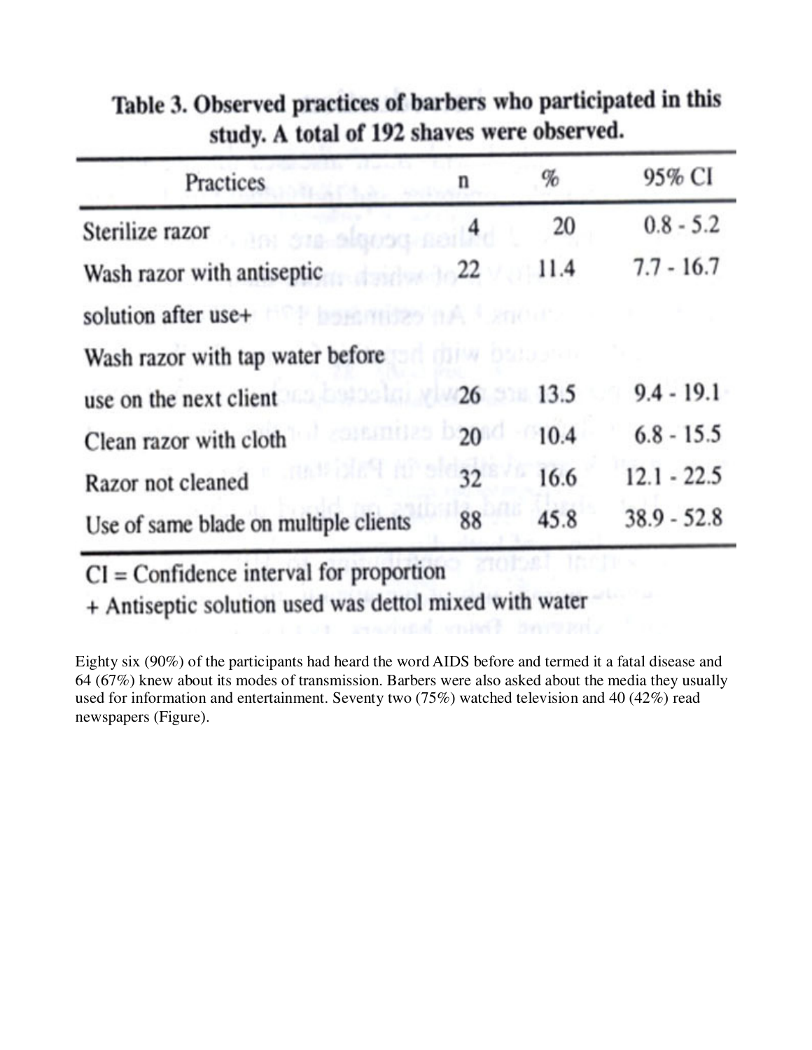**Table 3. Observed practices of barbers who participated in this study. A total of 192 shaves were observed.**

| Practices | n | % | 95% CI |
|---|---|---|---|
| Sterilize razor | 4 | 20 | 0.8 - 5.2 |
| Wash razor with antiseptic solution after use+ | 22 | 11.4 | 7.7 - 16.7 |
| Wash razor with tap water before use on the next client | 26 | 13.5 | 9.4 - 19.1 |
| Clean razor with cloth | 20 | 10.4 | 6.8 - 15.5 |
| Razor not cleaned | 32 | 16.6 | 12.1 - 22.5 |
| Use of same blade on multiple clients | 88 | 45.8 | 38.9 - 52.8 |

CI = Confidence interval for proportion
+ Antiseptic solution used was dettol mixed with water

Eighty six (90%) of the participants had heard the word AIDS before and termed it a fatal disease and 64 (67%) knew about its modes of transmission. Barbers were also asked about the media they usually used for information and entertainment. Seventy two (75%) watched television and 40 (42%) read newspapers (Figure).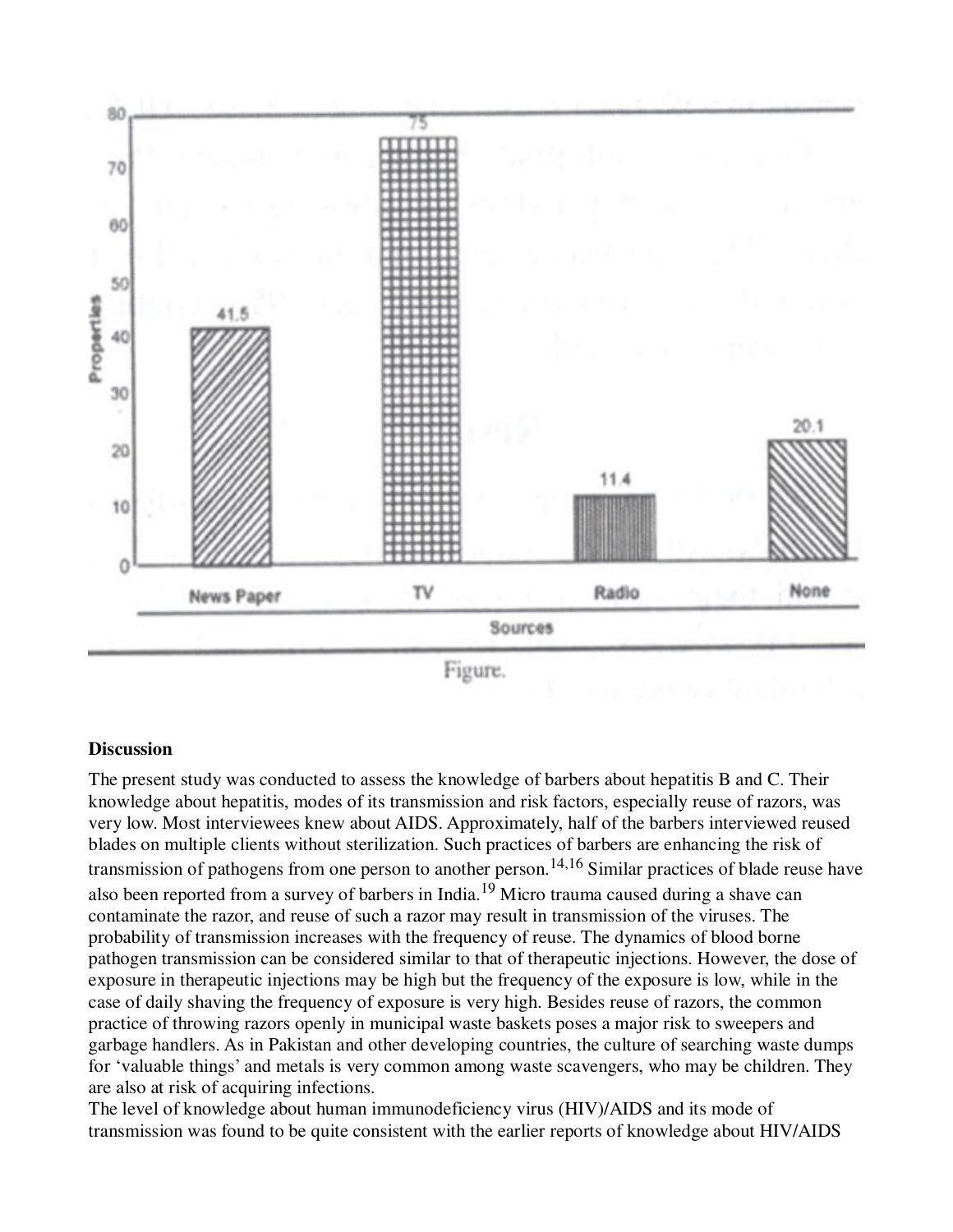Figure.

**Discussion**

The present study was conducted to assess the knowledge of barbers about hepatitis B and C. Their knowledge about hepatitis, modes of its transmission and risk factors, especially reuse of razors, was very low. Most interviewees knew about AIDS. Approximately, half of the barbers interviewed reused blades on multiple clients without sterilization. Such practices of barbers are enhancing the risk of transmission of pathogens from one person to another person.[14,16] Similar practices of blade reuse have also been reported from a survey of barbers in India.[19] Micro trauma caused during a shave can contaminate the razor, and reuse of such a razor may result in transmission of the viruses. The probability of transmission increases with the frequency of reuse. The dynamics of blood borne pathogen transmission can be considered similar to that of therapeutic injections. However, the dose of exposure in therapeutic injections may be high but the frequency of the exposure is low, while in the case of daily shaving the frequency of exposure is very high. Besides reuse of razors, the common practice of throwing razors openly in municipal waste baskets poses a major risk to sweepers and garbage handlers. As in Pakistan and other developing countries, the culture of searching waste dumps for 'valuable things' and metals is very common among waste scavengers, who may be children. They are also at risk of acquiring infections.

The level of knowledge about human immunodeficiency virus (HIV)/AIDS and its mode of transmission was found to be quite consistent with the earlier reports of knowledge about HIV/AIDS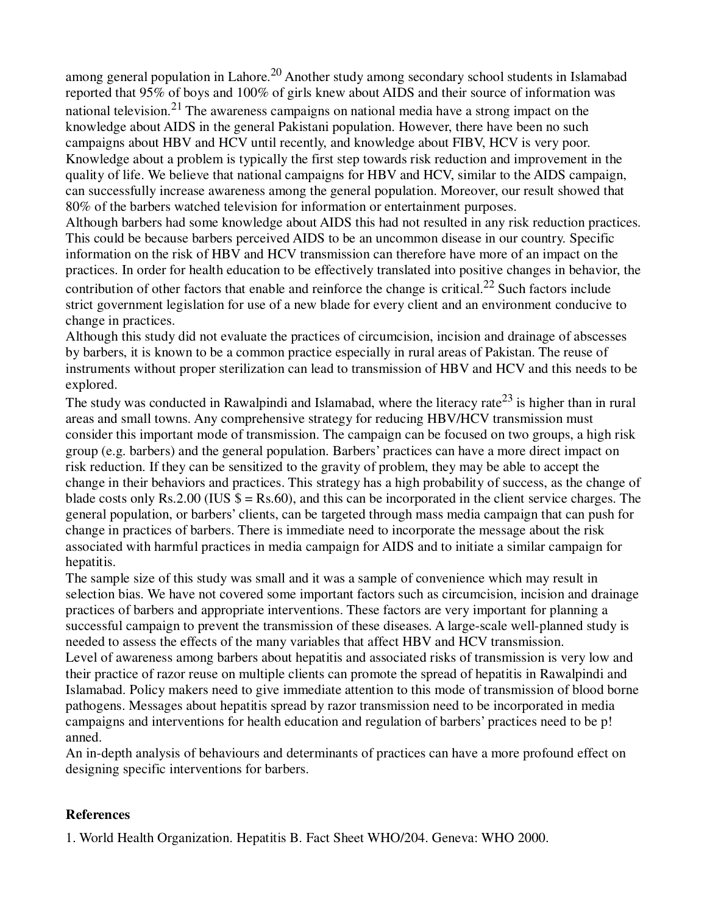among general population in Lahore.[20] Another study among secondary school students in Islamabad reported that 95% of boys and 100% of girls knew about AIDS and their source of information was national television.[21] The awareness campaigns on national media have a strong impact on the knowledge about AIDS in the general Pakistani population. However, there have been no such campaigns about HBV and HCV until recently, and knowledge about FIBV, HCV is very poor. Knowledge about a problem is typically the first step towards risk reduction and improvement in the quality of life. We believe that national campaigns for HBV and HCV, similar to the AIDS campaign, can successfully increase awareness among the general population. Moreover, our result showed that 80% of the barbers watched television for information or entertainment purposes.

Although barbers had some knowledge about AIDS this had not resulted in any risk reduction practices. This could be because barbers perceived AIDS to be an uncommon disease in our country. Specific information on the risk of HBV and HCV transmission can therefore have more of an impact on the practices. In order for health education to be effectively translated into positive changes in behavior, the contribution of other factors that enable and reinforce the change is critical.[22] Such factors include strict government legislation for use of a new blade for every client and an environment conducive to change in practices.

Although this study did not evaluate the practices of circumcision, incision and drainage of abscesses by barbers, it is known to be a common practice especially in rural areas of Pakistan. The reuse of instruments without proper sterilization can lead to transmission of HBV and HCV and this needs to be explored.

The study was conducted in Rawalpindi and Islamabad, where the literacy rate[23] is higher than in rural areas and small towns. Any comprehensive strategy for reducing HBV/HCV transmission must consider this important mode of transmission. The campaign can be focused on two groups, a high risk group (e.g. barbers) and the general population. Barbers' practices can have a more direct impact on risk reduction. If they can be sensitized to the gravity of problem, they may be able to accept the change in their behaviors and practices. This strategy has a high probability of success, as the change of blade costs only Rs.2.00 (IUS $ = Rs.60), and this can be incorporated in the client service charges. The general population, or barbers' clients, can be targeted through mass media campaign that can push for change in practices of barbers. There is immediate need to incorporate the message about the risk associated with harmful practices in media campaign for AIDS and to initiate a similar campaign for hepatitis.

The sample size of this study was small and it was a sample of convenience which may result in selection bias. We have not covered some important factors such as circumcision, incision and drainage practices of barbers and appropriate interventions. These factors are very important for planning a successful campaign to prevent the transmission of these diseases. A large-scale well-planned study is needed to assess the effects of the many variables that affect HBV and HCV transmission.

Level of awareness among barbers about hepatitis and associated risks of transmission is very low and their practice of razor reuse on multiple clients can promote the spread of hepatitis in Rawalpindi and Islamabad. Policy makers need to give immediate attention to this mode of transmission of blood borne pathogens. Messages about hepatitis spread by razor transmission need to be incorporated in media campaigns and interventions for health education and regulation of barbers' practices need to be p! anned.

An in-depth analysis of behaviours and determinants of practices can have a more profound effect on designing specific interventions for barbers.

**References**

1. World Health Organization. Hepatitis B. Fact Sheet WHO/204. Geneva: WHO 2000.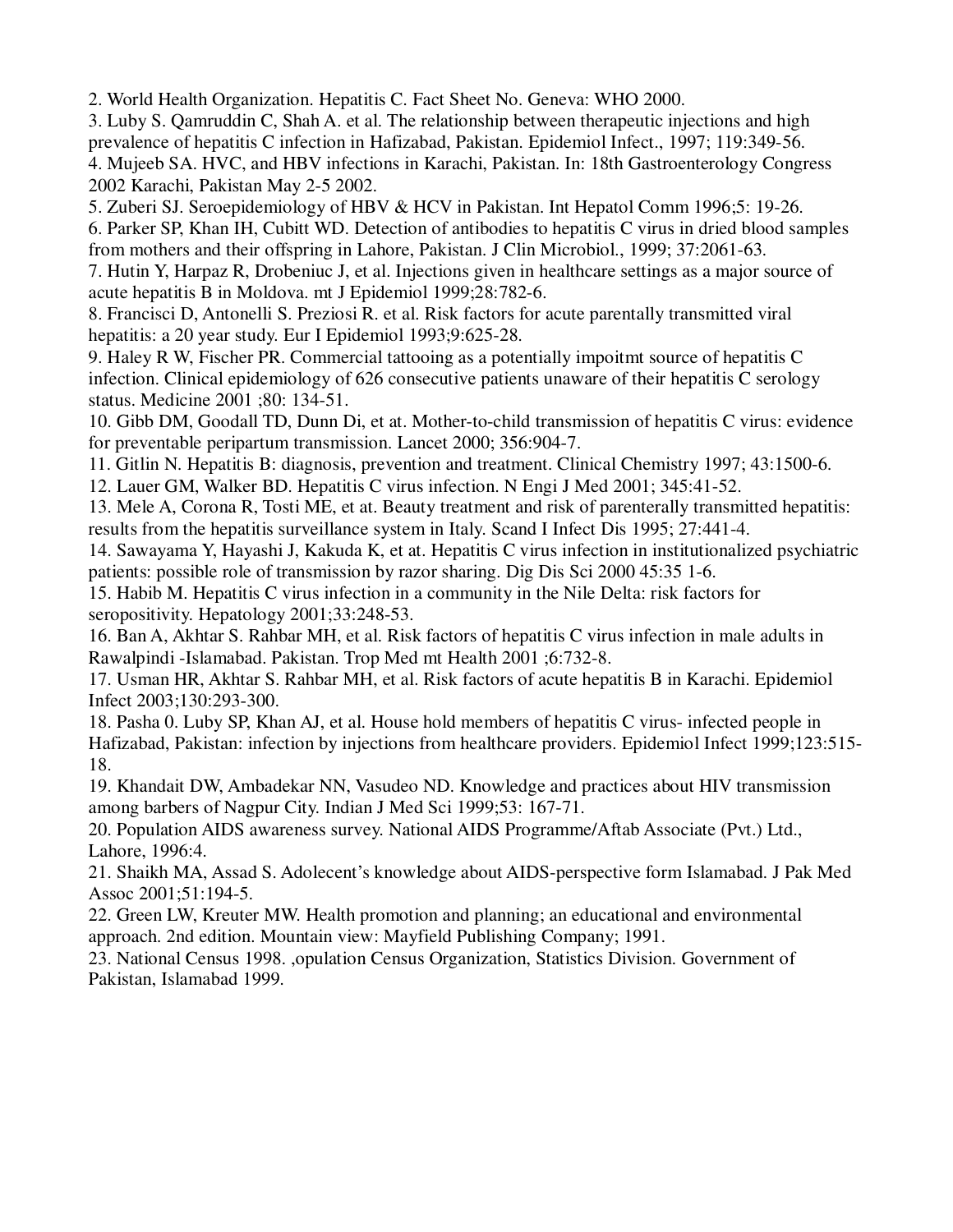2. World Health Organization. Hepatitis C. Fact Sheet No. Geneva: WHO 2000.
3. Luby S. Qamruddin C, Shah A. et al. The relationship between therapeutic injections and high prevalence of hepatitis C infection in Hafizabad, Pakistan. Epidemiol Infect., 1997; 119:349-56.
4. Mujeeb SA. HVC, and HBV infections in Karachi, Pakistan. In: 18th Gastroenterology Congress 2002 Karachi, Pakistan May 2-5 2002.
5. Zuberi SJ. Seroepidemiology of HBV & HCV in Pakistan. Int Hepatol Comm 1996;5: 19-26.
6. Parker SP, Khan IH, Cubitt WD. Detection of antibodies to hepatitis C virus in dried blood samples from mothers and their offspring in Lahore, Pakistan. J Clin Microbiol., 1999; 37:2061-63.
7. Hutin Y, Harpaz R, Drobeniuc J, et al. Injections given in healthcare settings as a major source of acute hepatitis B in Moldova. mt J Epidemiol 1999;28:782-6.
8. Francisci D, Antonelli S. Preziosi R. et al. Risk factors for acute parentally transmitted viral hepatitis: a 20 year study. Eur I Epidemiol 1993;9:625-28.
9. Haley R W, Fischer PR. Commercial tattooing as a potentially impoitmt source of hepatitis C infection. Clinical epidemiology of 626 consecutive patients unaware of their hepatitis C serology status. Medicine 2001 ;80: 134-51.
10. Gibb DM, Goodall TD, Dunn Di, et at. Mother-to-child transmission of hepatitis C virus: evidence for preventable peripartum transmission. Lancet 2000; 356:904-7.
11. Gitlin N. Hepatitis B: diagnosis, prevention and treatment. Clinical Chemistry 1997; 43:1500-6.
12. Lauer GM, Walker BD. Hepatitis C virus infection. N Engi J Med 2001; 345:41-52.
13. Mele A, Corona R, Tosti ME, et at. Beauty treatment and risk of parenterally transmitted hepatitis: results from the hepatitis surveillance system in Italy. Scand I Infect Dis 1995; 27:441-4.
14. Sawayama Y, Hayashi J, Kakuda K, et at. Hepatitis C virus infection in institutionalized psychiatric patients: possible role of transmission by razor sharing. Dig Dis Sci 2000 45:35 1-6.
15. Habib M. Hepatitis C virus infection in a community in the Nile Delta: risk factors for seropositivity. Hepatology 2001;33:248-53.
16. Ban A, Akhtar S. Rahbar MH, et al. Risk factors of hepatitis C virus infection in male adults in Rawalpindi -Islamabad. Pakistan. Trop Med mt Health 2001 ;6:732-8.
17. Usman HR, Akhtar S. Rahbar MH, et al. Risk factors of acute hepatitis B in Karachi. Epidemiol Infect 2003;130:293-300.
18. Pasha 0. Luby SP, Khan AJ, et al. House hold members of hepatitis C virus- infected people in Hafizabad, Pakistan: infection by injections from healthcare providers. Epidemiol Infect 1999;123:515-18.
19. Khandait DW, Ambadekar NN, Vasudeo ND. Knowledge and practices about HIV transmission among barbers of Nagpur City. Indian J Med Sci 1999;53: 167-71.
20. Population AIDS awareness survey. National AIDS Programme/Aftab Associate (Pvt.) Ltd., Lahore, 1996:4.
21. Shaikh MA, Assad S. Adolecent's knowledge about AIDS-perspective form Islamabad. J Pak Med Assoc 2001;51:194-5.
22. Green LW, Kreuter MW. Health promotion and planning; an educational and environmental approach. 2nd edition. Mountain view: Mayfield Publishing Company; 1991.
23. National Census 1998. ,opulation Census Organization, Statistics Division. Government of Pakistan, Islamabad 1999.